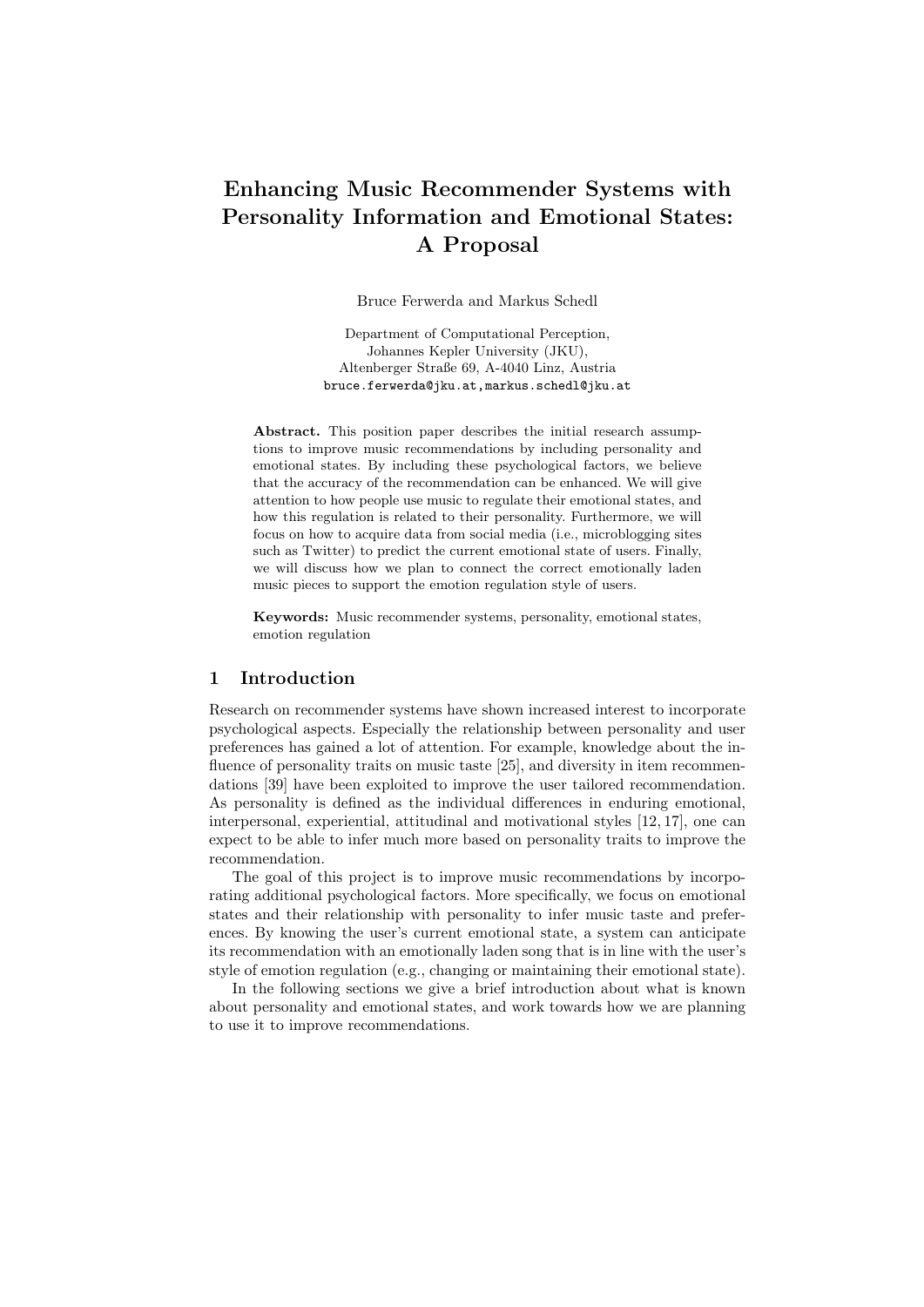# Enhancing Music Recommender Systems with Personality Information and Emotional States: A Proposal

Bruce Ferwerda and Markus Schedl

Department of Computational Perception,
Johannes Kepler University (JKU),
Altenberger Straße 69, A-4040 Linz, Austria
bruce.ferwerda@jku.at,markus.schedl@jku.at

**Abstract.** This position paper describes the initial research assumptions to improve music recommendations by including personality and emotional states. By including these psychological factors, we believe that the accuracy of the recommendation can be enhanced. We will give attention to how people use music to regulate their emotional states, and how this regulation is related to their personality. Furthermore, we will focus on how to acquire data from social media (i.e., microblogging sites such as Twitter) to predict the current emotional state of users. Finally, we will discuss how we plan to connect the correct emotionally laden music pieces to support the emotion regulation style of users.

**Keywords:** Music recommender systems, personality, emotional states, emotion regulation

## 1 Introduction

Research on recommender systems have shown increased interest to incorporate psychological aspects. Especially the relationship between personality and user preferences has gained a lot of attention. For example, knowledge about the influence of personality traits on music taste [25], and diversity in item recommendations [39] have been exploited to improve the user tailored recommendation. As personality is defined as the individual differences in enduring emotional, interpersonal, experiential, attitudinal and motivational styles [12, 17], one can expect to be able to infer much more based on personality traits to improve the recommendation.

The goal of this project is to improve music recommendations by incorporating additional psychological factors. More specifically, we focus on emotional states and their relationship with personality to infer music taste and preferences. By knowing the user's current emotional state, a system can anticipate its recommendation with an emotionally laden song that is in line with the user's style of emotion regulation (e.g., changing or maintaining their emotional state).

In the following sections we give a brief introduction about what is known about personality and emotional states, and work towards how we are planning to use it to improve recommendations.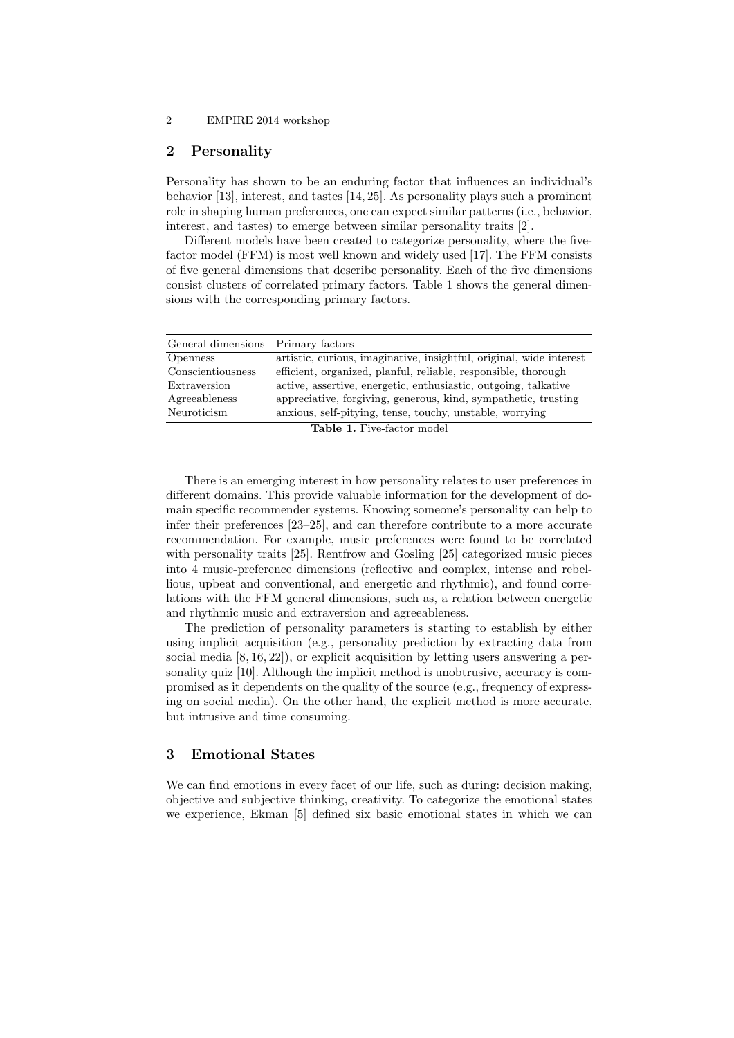## 2 Personality

Personality has shown to be an enduring factor that influences an individual's behavior [13], interest, and tastes [14, 25]. As personality plays such a prominent role in shaping human preferences, one can expect similar patterns (i.e., behavior, interest, and tastes) to emerge between similar personality traits [2].

Different models have been created to categorize personality, where the five-factor model (FFM) is most well known and widely used [17]. The FFM consists of five general dimensions that describe personality. Each of the five dimensions consist clusters of correlated primary factors. Table 1 shows the general dimensions with the corresponding primary factors.

| General dimensions | Primary factors |
|---|---|
| Openness | artistic, curious, imaginative, insightful, original, wide interest |
| Conscientiousness | efficient, organized, planful, reliable, responsible, thorough |
| Extraversion | active, assertive, energetic, enthusiastic, outgoing, talkative |
| Agreeableness | appreciative, forgiving, generous, kind, sympathetic, trusting |
| Neuroticism | anxious, self-pitying, tense, touchy, unstable, worrying |

**Table 1.** Five-factor model

There is an emerging interest in how personality relates to user preferences in different domains. This provide valuable information for the development of domain specific recommender systems. Knowing someone's personality can help to infer their preferences [23–25], and can therefore contribute to a more accurate recommendation. For example, music preferences were found to be correlated with personality traits [25]. Rentfrow and Gosling [25] categorized music pieces into 4 music-preference dimensions (reflective and complex, intense and rebellious, upbeat and conventional, and energetic and rhythmic), and found correlations with the FFM general dimensions, such as, a relation between energetic and rhythmic music and extraversion and agreeableness.

The prediction of personality parameters is starting to establish by either using implicit acquisition (e.g., personality prediction by extracting data from social media [8, 16, 22]), or explicit acquisition by letting users answering a personality quiz [10]. Although the implicit method is unobtrusive, accuracy is compromised as it dependents on the quality of the source (e.g., frequency of expressing on social media). On the other hand, the explicit method is more accurate, but intrusive and time consuming.

## 3 Emotional States

We can find emotions in every facet of our life, such as during: decision making, objective and subjective thinking, creativity. To categorize the emotional states we experience, Ekman [5] defined six basic emotional states in which we can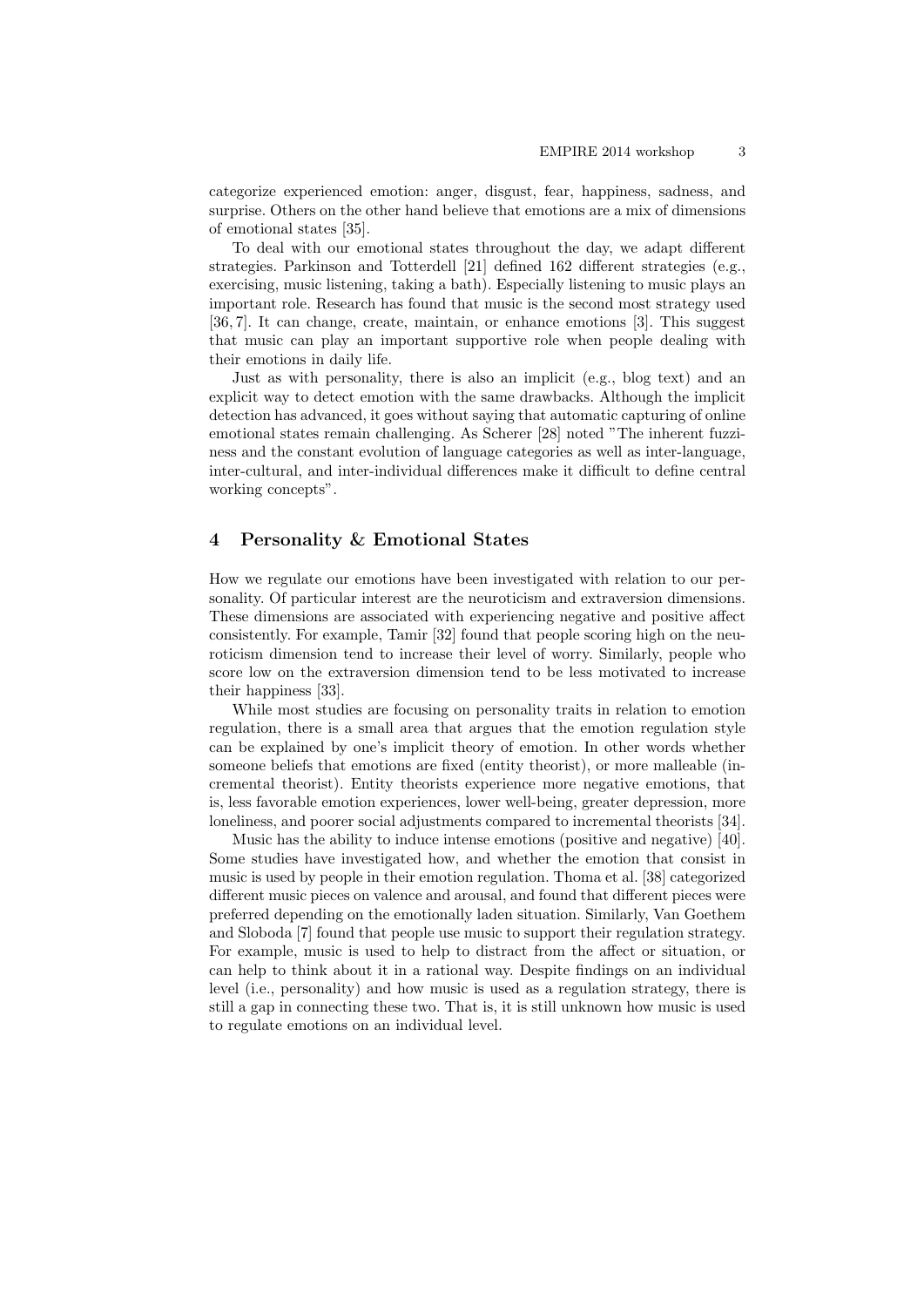categorize experienced emotion: anger, disgust, fear, happiness, sadness, and surprise. Others on the other hand believe that emotions are a mix of dimensions of emotional states [35].

To deal with our emotional states throughout the day, we adapt different strategies. Parkinson and Totterdell [21] defined 162 different strategies (e.g., exercising, music listening, taking a bath). Especially listening to music plays an important role. Research has found that music is the second most strategy used [36, 7]. It can change, create, maintain, or enhance emotions [3]. This suggest that music can play an important supportive role when people dealing with their emotions in daily life.

Just as with personality, there is also an implicit (e.g., blog text) and an explicit way to detect emotion with the same drawbacks. Although the implicit detection has advanced, it goes without saying that automatic capturing of online emotional states remain challenging. As Scherer [28] noted "The inherent fuzziness and the constant evolution of language categories as well as inter-language, inter-cultural, and inter-individual differences make it difficult to define central working concepts".

## 4 Personality & Emotional States

How we regulate our emotions have been investigated with relation to our personality. Of particular interest are the neuroticism and extraversion dimensions. These dimensions are associated with experiencing negative and positive affect consistently. For example, Tamir [32] found that people scoring high on the neuroticism dimension tend to increase their level of worry. Similarly, people who score low on the extraversion dimension tend to be less motivated to increase their happiness [33].

While most studies are focusing on personality traits in relation to emotion regulation, there is a small area that argues that the emotion regulation style can be explained by one's implicit theory of emotion. In other words whether someone beliefs that emotions are fixed (entity theorist), or more malleable (incremental theorist). Entity theorists experience more negative emotions, that is, less favorable emotion experiences, lower well-being, greater depression, more loneliness, and poorer social adjustments compared to incremental theorists [34].

Music has the ability to induce intense emotions (positive and negative) [40]. Some studies have investigated how, and whether the emotion that consist in music is used by people in their emotion regulation. Thoma et al. [38] categorized different music pieces on valence and arousal, and found that different pieces were preferred depending on the emotionally laden situation. Similarly, Van Goethem and Sloboda [7] found that people use music to support their regulation strategy. For example, music is used to help to distract from the affect or situation, or can help to think about it in a rational way. Despite findings on an individual level (i.e., personality) and how music is used as a regulation strategy, there is still a gap in connecting these two. That is, it is still unknown how music is used to regulate emotions on an individual level.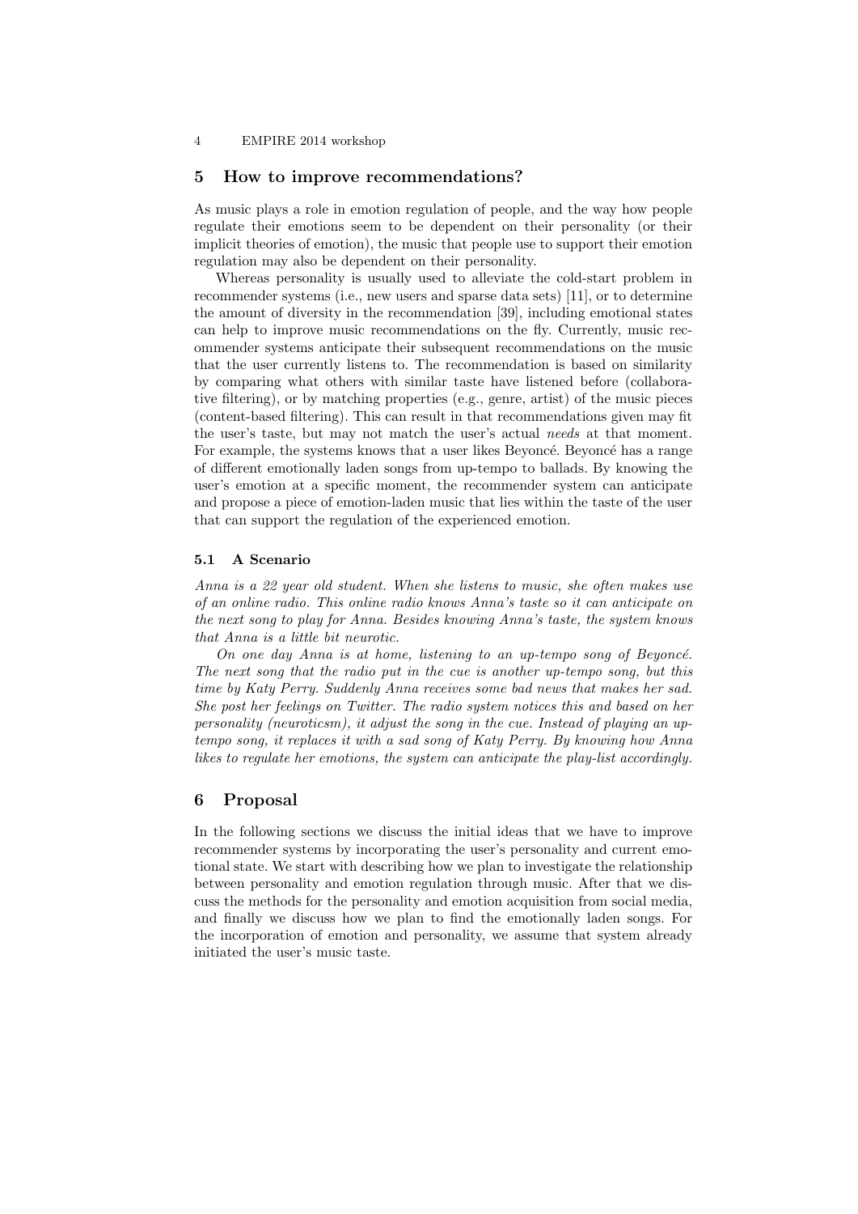## 5 How to improve recommendations?

As music plays a role in emotion regulation of people, and the way how people regulate their emotions seem to be dependent on their personality (or their implicit theories of emotion), the music that people use to support their emotion regulation may also be dependent on their personality.

Whereas personality is usually used to alleviate the cold-start problem in recommender systems (i.e., new users and sparse data sets) [11], or to determine the amount of diversity in the recommendation [39], including emotional states can help to improve music recommendations on the fly. Currently, music recommender systems anticipate their subsequent recommendations on the music that the user currently listens to. The recommendation is based on similarity by comparing what others with similar taste have listened before (collaborative filtering), or by matching properties (e.g., genre, artist) of the music pieces (content-based filtering). This can result in that recommendations given may fit the user's taste, but may not match the user's actual *needs* at that moment. For example, the systems knows that a user likes Beyoncé. Beyoncé has a range of different emotionally laden songs from up-tempo to ballads. By knowing the user's emotion at a specific moment, the recommender system can anticipate and propose a piece of emotion-laden music that lies within the taste of the user that can support the regulation of the experienced emotion.

### 5.1 A Scenario

*Anna is a 22 year old student. When she listens to music, she often makes use of an online radio. This online radio knows Anna's taste so it can anticipate on the next song to play for Anna. Besides knowing Anna's taste, the system knows that Anna is a little bit neurotic.*

*On one day Anna is at home, listening to an up-tempo song of Beyoncé. The next song that the radio put in the cue is another up-tempo song, but this time by Katy Perry. Suddenly Anna receives some bad news that makes her sad. She post her feelings on Twitter. The radio system notices this and based on her personality (neuroticsm), it adjust the song in the cue. Instead of playing an up-tempo song, it replaces it with a sad song of Katy Perry. By knowing how Anna likes to regulate her emotions, the system can anticipate the play-list accordingly.*

## 6 Proposal

In the following sections we discuss the initial ideas that we have to improve recommender systems by incorporating the user's personality and current emotional state. We start with describing how we plan to investigate the relationship between personality and emotion regulation through music. After that we discuss the methods for the personality and emotion acquisition from social media, and finally we discuss how we plan to find the emotionally laden songs. For the incorporation of emotion and personality, we assume that system already initiated the user's music taste.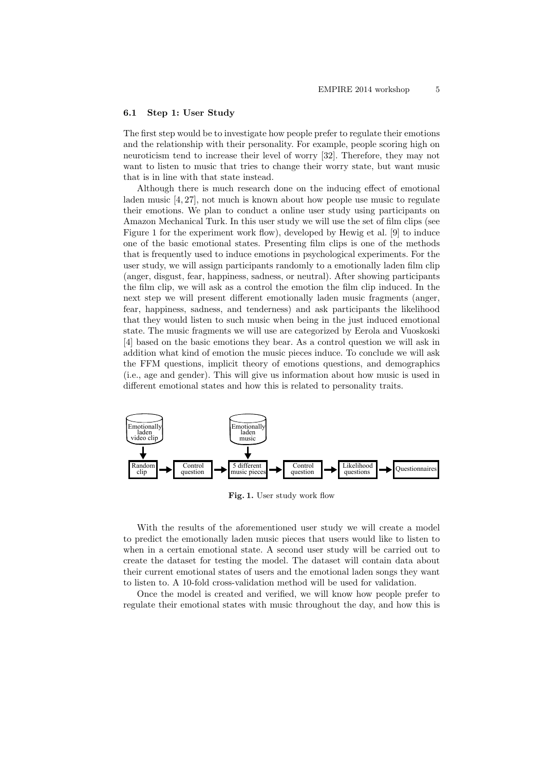### 6.1 Step 1: User Study

The first step would be to investigate how people prefer to regulate their emotions and the relationship with their personality. For example, people scoring high on neuroticism tend to increase their level of worry [32]. Therefore, they may not want to listen to music that tries to change their worry state, but want music that is in line with that state instead.

Although there is much research done on the inducing effect of emotional laden music [4, 27], not much is known about how people use music to regulate their emotions. We plan to conduct a online user study using participants on Amazon Mechanical Turk. In this user study we will use the set of film clips (see Figure 1 for the experiment work flow), developed by Hewig et al. [9] to induce one of the basic emotional states. Presenting film clips is one of the methods that is frequently used to induce emotions in psychological experiments. For the user study, we will assign participants randomly to a emotionally laden film clip (anger, disgust, fear, happiness, sadness, or neutral). After showing participants the film clip, we will ask as a control the emotion the film clip induced. In the next step we will present different emotionally laden music fragments (anger, fear, happiness, sadness, and tenderness) and ask participants the likelihood that they would listen to such music when being in the just induced emotional state. The music fragments we will use are categorized by Eerola and Vuoskoski [4] based on the basic emotions they bear. As a control question we will ask in addition what kind of emotion the music pieces induce. To conclude we will ask the FFM questions, implicit theory of emotions questions, and demographics (i.e., age and gender). This will give us information about how music is used in different emotional states and how this is related to personality traits.

Emotionally laden video clip → Random clip → Control question → 5 different music pieces (← Emotionally laden music) → Control question → Likelihood questions → Questionnaires

**Fig. 1.** User study work flow

With the results of the aforementioned user study we will create a model to predict the emotionally laden music pieces that users would like to listen to when in a certain emotional state. A second user study will be carried out to create the dataset for testing the model. The dataset will contain data about their current emotional states of users and the emotional laden songs they want to listen to. A 10-fold cross-validation method will be used for validation.

Once the model is created and verified, we will know how people prefer to regulate their emotional states with music throughout the day, and how this is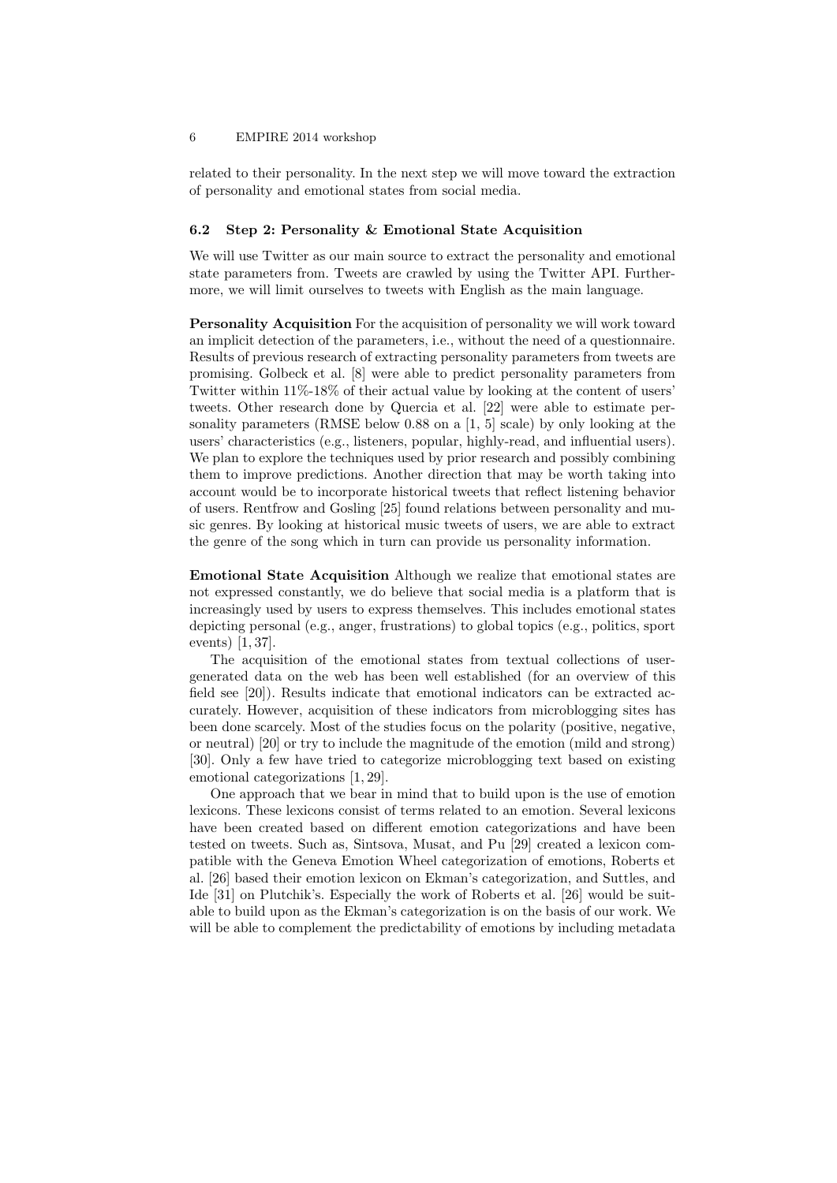related to their personality. In the next step we will move toward the extraction of personality and emotional states from social media.

### 6.2 Step 2: Personality & Emotional State Acquisition

We will use Twitter as our main source to extract the personality and emotional state parameters from. Tweets are crawled by using the Twitter API. Furthermore, we will limit ourselves to tweets with English as the main language.

**Personality Acquisition** For the acquisition of personality we will work toward an implicit detection of the parameters, i.e., without the need of a questionnaire. Results of previous research of extracting personality parameters from tweets are promising. Golbeck et al. [8] were able to predict personality parameters from Twitter within 11%-18% of their actual value by looking at the content of users' tweets. Other research done by Quercia et al. [22] were able to estimate personality parameters (RMSE below 0.88 on a [1, 5] scale) by only looking at the users' characteristics (e.g., listeners, popular, highly-read, and influential users). We plan to explore the techniques used by prior research and possibly combining them to improve predictions. Another direction that may be worth taking into account would be to incorporate historical tweets that reflect listening behavior of users. Rentfrow and Gosling [25] found relations between personality and music genres. By looking at historical music tweets of users, we are able to extract the genre of the song which in turn can provide us personality information.

**Emotional State Acquisition** Although we realize that emotional states are not expressed constantly, we do believe that social media is a platform that is increasingly used by users to express themselves. This includes emotional states depicting personal (e.g., anger, frustrations) to global topics (e.g., politics, sport events) [1, 37].

The acquisition of the emotional states from textual collections of user-generated data on the web has been well established (for an overview of this field see [20]). Results indicate that emotional indicators can be extracted accurately. However, acquisition of these indicators from microblogging sites has been done scarcely. Most of the studies focus on the polarity (positive, negative, or neutral) [20] or try to include the magnitude of the emotion (mild and strong) [30]. Only a few have tried to categorize microblogging text based on existing emotional categorizations [1, 29].

One approach that we bear in mind that to build upon is the use of emotion lexicons. These lexicons consist of terms related to an emotion. Several lexicons have been created based on different emotion categorizations and have been tested on tweets. Such as, Sintsova, Musat, and Pu [29] created a lexicon compatible with the Geneva Emotion Wheel categorization of emotions, Roberts et al. [26] based their emotion lexicon on Ekman's categorization, and Suttles, and Ide [31] on Plutchik's. Especially the work of Roberts et al. [26] would be suitable to build upon as the Ekman's categorization is on the basis of our work. We will be able to complement the predictability of emotions by including metadata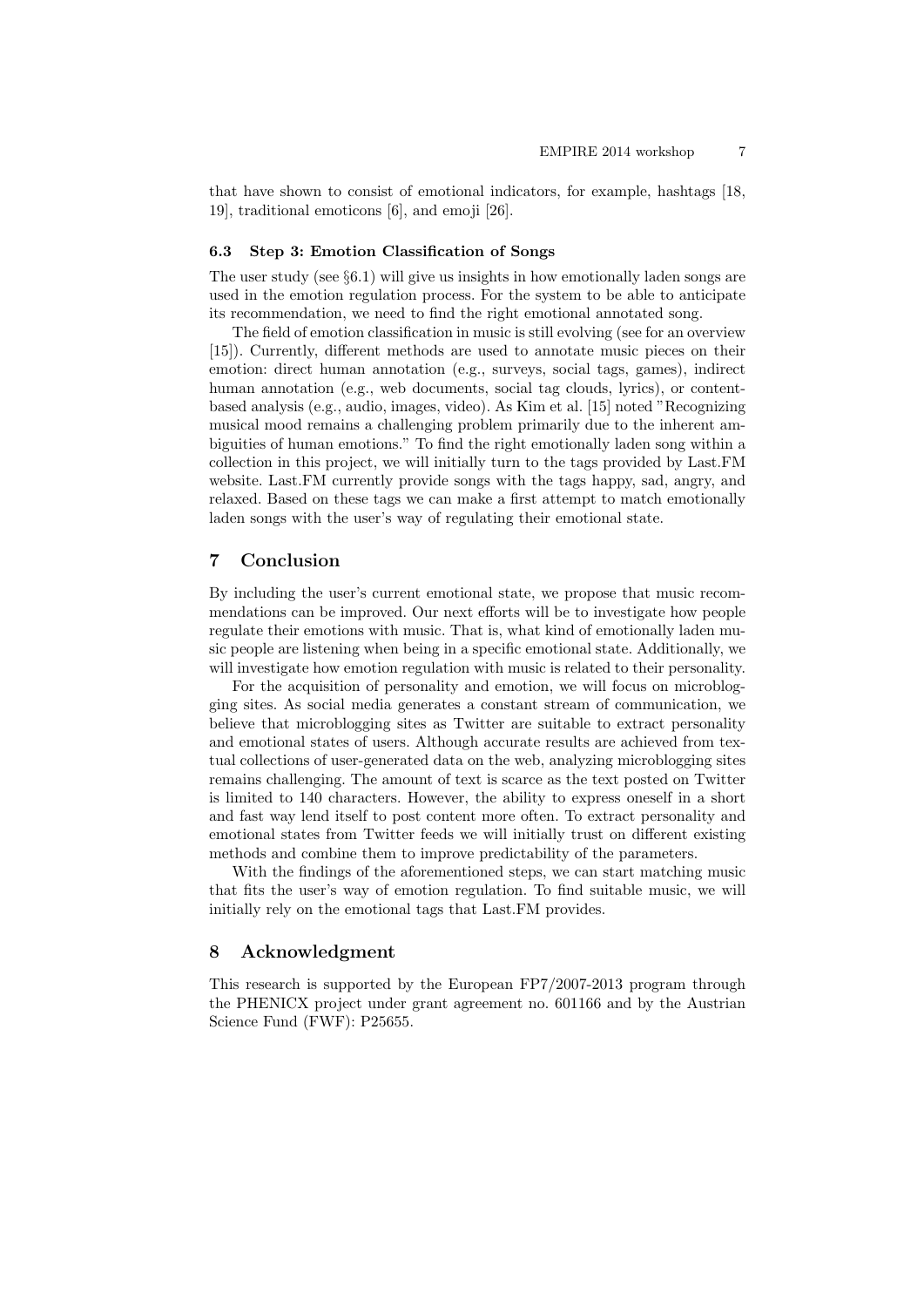that have shown to consist of emotional indicators, for example, hashtags [18, 19], traditional emoticons [6], and emoji [26].

### 6.3 Step 3: Emotion Classification of Songs

The user study (see §6.1) will give us insights in how emotionally laden songs are used in the emotion regulation process. For the system to be able to anticipate its recommendation, we need to find the right emotional annotated song.

The field of emotion classification in music is still evolving (see for an overview [15]). Currently, different methods are used to annotate music pieces on their emotion: direct human annotation (e.g., surveys, social tags, games), indirect human annotation (e.g., web documents, social tag clouds, lyrics), or content-based analysis (e.g., audio, images, video). As Kim et al. [15] noted "Recognizing musical mood remains a challenging problem primarily due to the inherent ambiguities of human emotions." To find the right emotionally laden song within a collection in this project, we will initially turn to the tags provided by Last.FM website. Last.FM currently provide songs with the tags happy, sad, angry, and relaxed. Based on these tags we can make a first attempt to match emotionally laden songs with the user's way of regulating their emotional state.

## 7 Conclusion

By including the user's current emotional state, we propose that music recommendations can be improved. Our next efforts will be to investigate how people regulate their emotions with music. That is, what kind of emotionally laden music people are listening when being in a specific emotional state. Additionally, we will investigate how emotion regulation with music is related to their personality.

For the acquisition of personality and emotion, we will focus on microblogging sites. As social media generates a constant stream of communication, we believe that microblogging sites as Twitter are suitable to extract personality and emotional states of users. Although accurate results are achieved from textual collections of user-generated data on the web, analyzing microblogging sites remains challenging. The amount of text is scarce as the text posted on Twitter is limited to 140 characters. However, the ability to express oneself in a short and fast way lend itself to post content more often. To extract personality and emotional states from Twitter feeds we will initially trust on different existing methods and combine them to improve predictability of the parameters.

With the findings of the aforementioned steps, we can start matching music that fits the user's way of emotion regulation. To find suitable music, we will initially rely on the emotional tags that Last.FM provides.

## 8 Acknowledgment

This research is supported by the European FP7/2007-2013 program through the PHENICX project under grant agreement no. 601166 and by the Austrian Science Fund (FWF): P25655.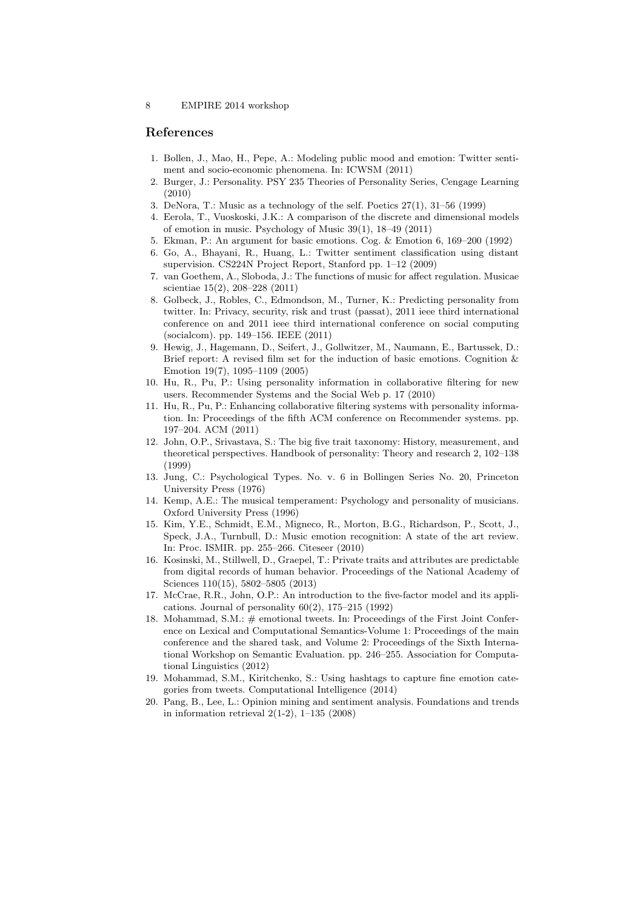## References

1. Bollen, J., Mao, H., Pepe, A.: Modeling public mood and emotion: Twitter sentiment and socio-economic phenomena. In: ICWSM (2011)
2. Burger, J.: Personality. PSY 235 Theories of Personality Series, Cengage Learning (2010)
3. DeNora, T.: Music as a technology of the self. Poetics 27(1), 31–56 (1999)
4. Eerola, T., Vuoskoski, J.K.: A comparison of the discrete and dimensional models of emotion in music. Psychology of Music 39(1), 18–49 (2011)
5. Ekman, P.: An argument for basic emotions. Cog. & Emotion 6, 169–200 (1992)
6. Go, A., Bhayani, R., Huang, L.: Twitter sentiment classification using distant supervision. CS224N Project Report, Stanford pp. 1–12 (2009)
7. van Goethem, A., Sloboda, J.: The functions of music for affect regulation. Musicae scientiae 15(2), 208–228 (2011)
8. Golbeck, J., Robles, C., Edmondson, M., Turner, K.: Predicting personality from twitter. In: Privacy, security, risk and trust (passat), 2011 ieee third international conference on and 2011 ieee third international conference on social computing (socialcom). pp. 149–156. IEEE (2011)
9. Hewig, J., Hagemann, D., Seifert, J., Gollwitzer, M., Naumann, E., Bartussek, D.: Brief report: A revised film set for the induction of basic emotions. Cognition & Emotion 19(7), 1095–1109 (2005)
10. Hu, R., Pu, P.: Using personality information in collaborative filtering for new users. Recommender Systems and the Social Web p. 17 (2010)
11. Hu, R., Pu, P.: Enhancing collaborative filtering systems with personality information. In: Proceedings of the fifth ACM conference on Recommender systems. pp. 197–204. ACM (2011)
12. John, O.P., Srivastava, S.: The big five trait taxonomy: History, measurement, and theoretical perspectives. Handbook of personality: Theory and research 2, 102–138 (1999)
13. Jung, C.: Psychological Types. No. v. 6 in Bollingen Series No. 20, Princeton University Press (1976)
14. Kemp, A.E.: The musical temperament: Psychology and personality of musicians. Oxford University Press (1996)
15. Kim, Y.E., Schmidt, E.M., Migneco, R., Morton, B.G., Richardson, P., Scott, J., Speck, J.A., Turnbull, D.: Music emotion recognition: A state of the art review. In: Proc. ISMIR. pp. 255–266. Citeseer (2010)
16. Kosinski, M., Stillwell, D., Graepel, T.: Private traits and attributes are predictable from digital records of human behavior. Proceedings of the National Academy of Sciences 110(15), 5802–5805 (2013)
17. McCrae, R.R., John, O.P.: An introduction to the five-factor model and its applications. Journal of personality 60(2), 175–215 (1992)
18. Mohammad, S.M.: # emotional tweets. In: Proceedings of the First Joint Conference on Lexical and Computational Semantics-Volume 1: Proceedings of the main conference and the shared task, and Volume 2: Proceedings of the Sixth International Workshop on Semantic Evaluation. pp. 246–255. Association for Computational Linguistics (2012)
19. Mohammad, S.M., Kiritchenko, S.: Using hashtags to capture fine emotion categories from tweets. Computational Intelligence (2014)
20. Pang, B., Lee, L.: Opinion mining and sentiment analysis. Foundations and trends in information retrieval 2(1-2), 1–135 (2008)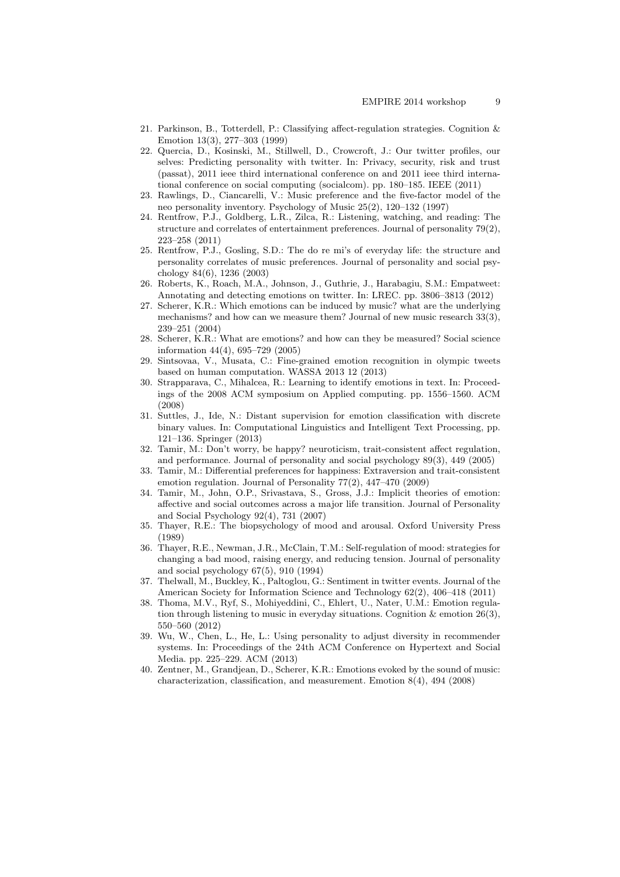21. Parkinson, B., Totterdell, P.: Classifying affect-regulation strategies. Cognition & Emotion 13(3), 277–303 (1999)
22. Quercia, D., Kosinski, M., Stillwell, D., Crowcroft, J.: Our twitter profiles, our selves: Predicting personality with twitter. In: Privacy, security, risk and trust (passat), 2011 ieee third international conference on and 2011 ieee third international conference on social computing (socialcom). pp. 180–185. IEEE (2011)
23. Rawlings, D., Ciancarelli, V.: Music preference and the five-factor model of the neo personality inventory. Psychology of Music 25(2), 120–132 (1997)
24. Rentfrow, P.J., Goldberg, L.R., Zilca, R.: Listening, watching, and reading: The structure and correlates of entertainment preferences. Journal of personality 79(2), 223–258 (2011)
25. Rentfrow, P.J., Gosling, S.D.: The do re mi's of everyday life: the structure and personality correlates of music preferences. Journal of personality and social psychology 84(6), 1236 (2003)
26. Roberts, K., Roach, M.A., Johnson, J., Guthrie, J., Harabagiu, S.M.: Empatweet: Annotating and detecting emotions on twitter. In: LREC. pp. 3806–3813 (2012)
27. Scherer, K.R.: Which emotions can be induced by music? what are the underlying mechanisms? and how can we measure them? Journal of new music research 33(3), 239–251 (2004)
28. Scherer, K.R.: What are emotions? and how can they be measured? Social science information 44(4), 695–729 (2005)
29. Sintsovaa, V., Musata, C.: Fine-grained emotion recognition in olympic tweets based on human computation. WASSA 2013 12 (2013)
30. Strapparava, C., Mihalcea, R.: Learning to identify emotions in text. In: Proceedings of the 2008 ACM symposium on Applied computing. pp. 1556–1560. ACM (2008)
31. Suttles, J., Ide, N.: Distant supervision for emotion classification with discrete binary values. In: Computational Linguistics and Intelligent Text Processing, pp. 121–136. Springer (2013)
32. Tamir, M.: Don't worry, be happy? neuroticism, trait-consistent affect regulation, and performance. Journal of personality and social psychology 89(3), 449 (2005)
33. Tamir, M.: Differential preferences for happiness: Extraversion and trait-consistent emotion regulation. Journal of Personality 77(2), 447–470 (2009)
34. Tamir, M., John, O.P., Srivastava, S., Gross, J.J.: Implicit theories of emotion: affective and social outcomes across a major life transition. Journal of Personality and Social Psychology 92(4), 731 (2007)
35. Thayer, R.E.: The biopsychology of mood and arousal. Oxford University Press (1989)
36. Thayer, R.E., Newman, J.R., McClain, T.M.: Self-regulation of mood: strategies for changing a bad mood, raising energy, and reducing tension. Journal of personality and social psychology 67(5), 910 (1994)
37. Thelwall, M., Buckley, K., Paltoglou, G.: Sentiment in twitter events. Journal of the American Society for Information Science and Technology 62(2), 406–418 (2011)
38. Thoma, M.V., Ryf, S., Mohiyeddini, C., Ehlert, U., Nater, U.M.: Emotion regulation through listening to music in everyday situations. Cognition & emotion 26(3), 550–560 (2012)
39. Wu, W., Chen, L., He, L.: Using personality to adjust diversity in recommender systems. In: Proceedings of the 24th ACM Conference on Hypertext and Social Media. pp. 225–229. ACM (2013)
40. Zentner, M., Grandjean, D., Scherer, K.R.: Emotions evoked by the sound of music: characterization, classification, and measurement. Emotion 8(4), 494 (2008)